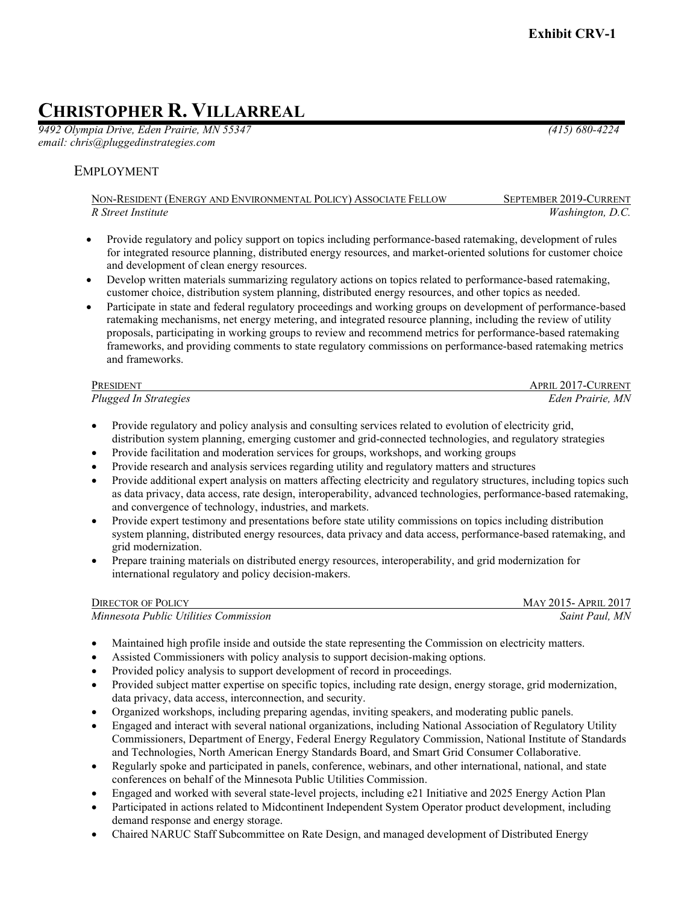**Exhibit CRV-1**

# CHRISTOPHER R. VILLARREAL

*9492 Olympia Drive, Eden Prairie, MN 55347* *(415) 680-4224*
*email: chris@pluggedinstrategies.com*

## EMPLOYMENT

NON-RESIDENT (ENERGY AND ENVIRONMENTAL POLICY) ASSOCIATE FELLOW — SEPTEMBER 2019-CURRENT
*R Street Institute* — *Washington, D.C.*

- Provide regulatory and policy support on topics including performance-based ratemaking, development of rules for integrated resource planning, distributed energy resources, and market-oriented solutions for customer choice and development of clean energy resources.
- Develop written materials summarizing regulatory actions on topics related to performance-based ratemaking, customer choice, distribution system planning, distributed energy resources, and other topics as needed.
- Participate in state and federal regulatory proceedings and working groups on development of performance-based ratemaking mechanisms, net energy metering, and integrated resource planning, including the review of utility proposals, participating in working groups to review and recommend metrics for performance-based ratemaking frameworks, and providing comments to state regulatory commissions on performance-based ratemaking metrics and frameworks.

PRESIDENT — APRIL 2017-CURRENT
*Plugged In Strategies* — *Eden Prairie, MN*

- Provide regulatory and policy analysis and consulting services related to evolution of electricity grid, distribution system planning, emerging customer and grid-connected technologies, and regulatory strategies
- Provide facilitation and moderation services for groups, workshops, and working groups
- Provide research and analysis services regarding utility and regulatory matters and structures
- Provide additional expert analysis on matters affecting electricity and regulatory structures, including topics such as data privacy, data access, rate design, interoperability, advanced technologies, performance-based ratemaking, and convergence of technology, industries, and markets.
- Provide expert testimony and presentations before state utility commissions on topics including distribution system planning, distributed energy resources, data privacy and data access, performance-based ratemaking, and grid modernization.
- Prepare training materials on distributed energy resources, interoperability, and grid modernization for international regulatory and policy decision-makers.

DIRECTOR OF POLICY — MAY 2015- APRIL 2017
*Minnesota Public Utilities Commission* — *Saint Paul, MN*

- Maintained high profile inside and outside the state representing the Commission on electricity matters.
- Assisted Commissioners with policy analysis to support decision-making options.
- Provided policy analysis to support development of record in proceedings.
- Provided subject matter expertise on specific topics, including rate design, energy storage, grid modernization, data privacy, data access, interconnection, and security.
- Organized workshops, including preparing agendas, inviting speakers, and moderating public panels.
- Engaged and interact with several national organizations, including National Association of Regulatory Utility Commissioners, Department of Energy, Federal Energy Regulatory Commission, National Institute of Standards and Technologies, North American Energy Standards Board, and Smart Grid Consumer Collaborative.
- Regularly spoke and participated in panels, conference, webinars, and other international, national, and state conferences on behalf of the Minnesota Public Utilities Commission.
- Engaged and worked with several state-level projects, including e21 Initiative and 2025 Energy Action Plan
- Participated in actions related to Midcontinent Independent System Operator product development, including demand response and energy storage.
- Chaired NARUC Staff Subcommittee on Rate Design, and managed development of Distributed Energy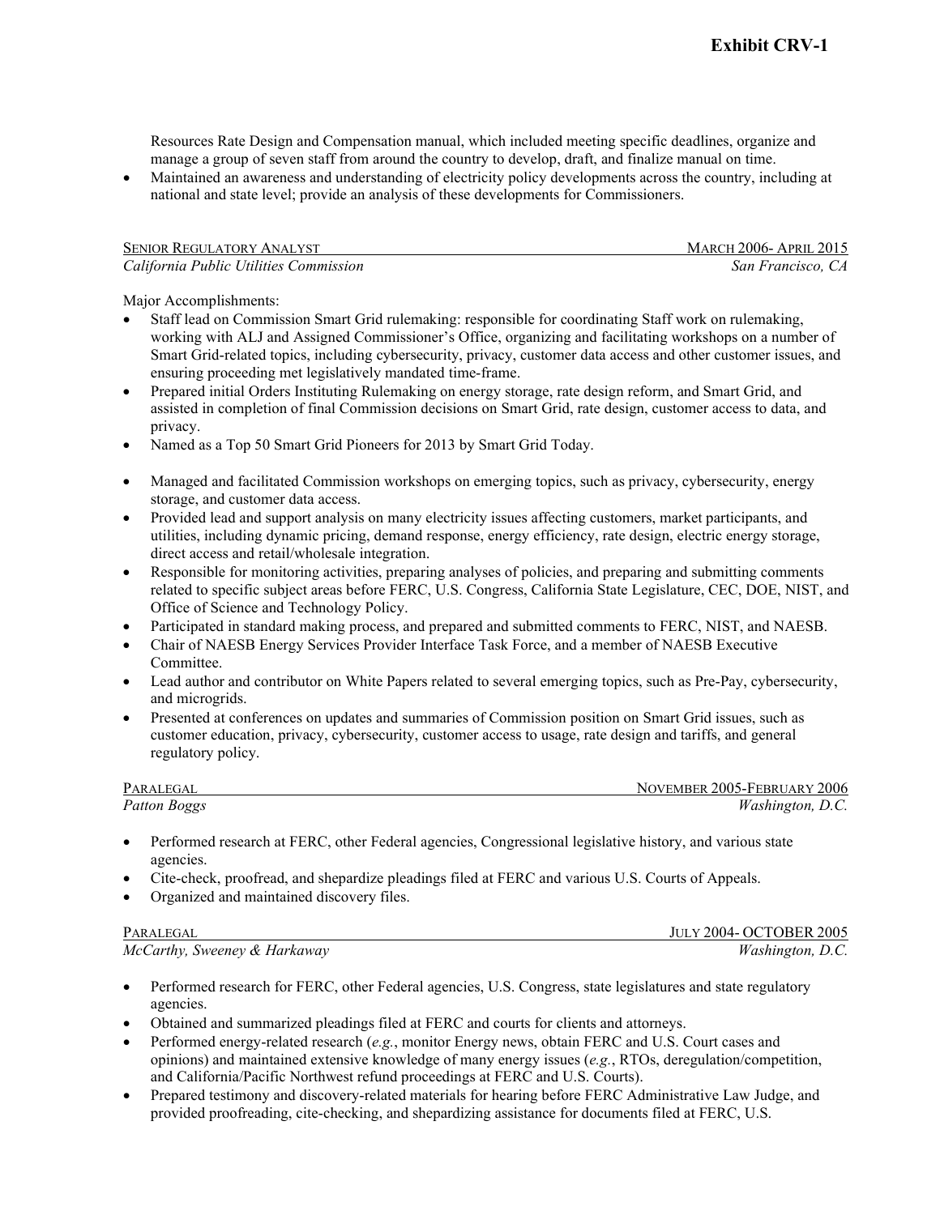Resources Rate Design and Compensation manual, which included meeting specific deadlines, organize and manage a group of seven staff from around the country to develop, draft, and finalize manual on time.

- Maintained an awareness and understanding of electricity policy developments across the country, including at national and state level; provide an analysis of these developments for Commissioners.

**SENIOR REGULATORY ANALYST** — MARCH 2006- APRIL 2015
*California Public Utilities Commission* — *San Francisco, CA*

Major Accomplishments:

- Staff lead on Commission Smart Grid rulemaking: responsible for coordinating Staff work on rulemaking, working with ALJ and Assigned Commissioner's Office, organizing and facilitating workshops on a number of Smart Grid-related topics, including cybersecurity, privacy, customer data access and other customer issues, and ensuring proceeding met legislatively mandated time-frame.
- Prepared initial Orders Instituting Rulemaking on energy storage, rate design reform, and Smart Grid, and assisted in completion of final Commission decisions on Smart Grid, rate design, customer access to data, and privacy.
- Named as a Top 50 Smart Grid Pioneers for 2013 by Smart Grid Today.
- Managed and facilitated Commission workshops on emerging topics, such as privacy, cybersecurity, energy storage, and customer data access.
- Provided lead and support analysis on many electricity issues affecting customers, market participants, and utilities, including dynamic pricing, demand response, energy efficiency, rate design, electric energy storage, direct access and retail/wholesale integration.
- Responsible for monitoring activities, preparing analyses of policies, and preparing and submitting comments related to specific subject areas before FERC, U.S. Congress, California State Legislature, CEC, DOE, NIST, and Office of Science and Technology Policy.
- Participated in standard making process, and prepared and submitted comments to FERC, NIST, and NAESB.
- Chair of NAESB Energy Services Provider Interface Task Force, and a member of NAESB Executive Committee.
- Lead author and contributor on White Papers related to several emerging topics, such as Pre-Pay, cybersecurity, and microgrids.
- Presented at conferences on updates and summaries of Commission position on Smart Grid issues, such as customer education, privacy, cybersecurity, customer access to usage, rate design and tariffs, and general regulatory policy.

**PARALEGAL** — NOVEMBER 2005-FEBRUARY 2006
*Patton Boggs* — *Washington, D.C.*

- Performed research at FERC, other Federal agencies, Congressional legislative history, and various state agencies.
- Cite-check, proofread, and shepardize pleadings filed at FERC and various U.S. Courts of Appeals.
- Organized and maintained discovery files.

**PARALEGAL** — JULY 2004- OCTOBER 2005
*McCarthy, Sweeney & Harkaway* — *Washington, D.C.*

- Performed research for FERC, other Federal agencies, U.S. Congress, state legislatures and state regulatory agencies.
- Obtained and summarized pleadings filed at FERC and courts for clients and attorneys.
- Performed energy-related research (*e.g.*, monitor Energy news, obtain FERC and U.S. Court cases and opinions) and maintained extensive knowledge of many energy issues (*e.g.*, RTOs, deregulation/competition, and California/Pacific Northwest refund proceedings at FERC and U.S. Courts).
- Prepared testimony and discovery-related materials for hearing before FERC Administrative Law Judge, and provided proofreading, cite-checking, and shepardizing assistance for documents filed at FERC, U.S.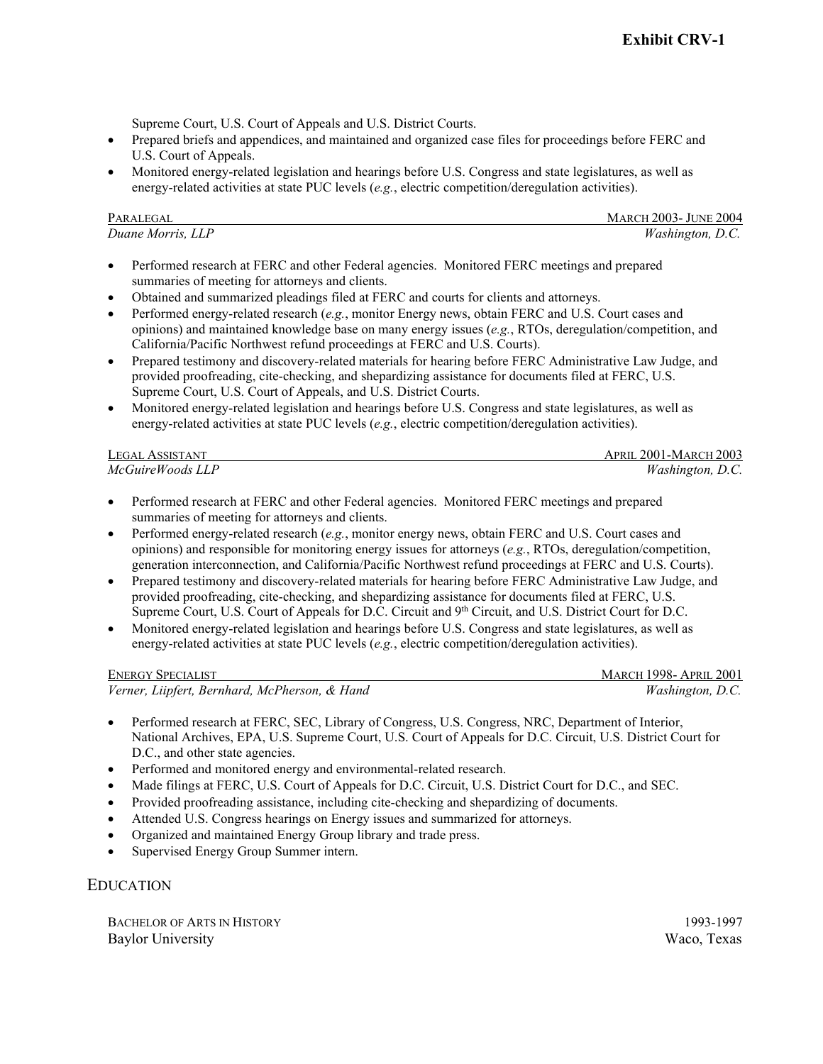Supreme Court, U.S. Court of Appeals and U.S. District Courts.

- Prepared briefs and appendices, and maintained and organized case files for proceedings before FERC and U.S. Court of Appeals.
- Monitored energy-related legislation and hearings before U.S. Congress and state legislatures, as well as energy-related activities at state PUC levels (*e.g.*, electric competition/deregulation activities).

PARALEGAL — MARCH 2003- JUNE 2004
*Duane Morris, LLP* — *Washington, D.C.*

- Performed research at FERC and other Federal agencies. Monitored FERC meetings and prepared summaries of meeting for attorneys and clients.
- Obtained and summarized pleadings filed at FERC and courts for clients and attorneys.
- Performed energy-related research (*e.g.*, monitor Energy news, obtain FERC and U.S. Court cases and opinions) and maintained knowledge base on many energy issues (*e.g.*, RTOs, deregulation/competition, and California/Pacific Northwest refund proceedings at FERC and U.S. Courts).
- Prepared testimony and discovery-related materials for hearing before FERC Administrative Law Judge, and provided proofreading, cite-checking, and shepardizing assistance for documents filed at FERC, U.S. Supreme Court, U.S. Court of Appeals, and U.S. District Courts.
- Monitored energy-related legislation and hearings before U.S. Congress and state legislatures, as well as energy-related activities at state PUC levels (*e.g.*, electric competition/deregulation activities).

LEGAL ASSISTANT — APRIL 2001-MARCH 2003
*McGuireWoods LLP* — *Washington, D.C.*

- Performed research at FERC and other Federal agencies. Monitored FERC meetings and prepared summaries of meeting for attorneys and clients.
- Performed energy-related research (*e.g.*, monitor energy news, obtain FERC and U.S. Court cases and opinions) and responsible for monitoring energy issues for attorneys (*e.g.*, RTOs, deregulation/competition, generation interconnection, and California/Pacific Northwest refund proceedings at FERC and U.S. Courts).
- Prepared testimony and discovery-related materials for hearing before FERC Administrative Law Judge, and provided proofreading, cite-checking, and shepardizing assistance for documents filed at FERC, U.S. Supreme Court, U.S. Court of Appeals for D.C. Circuit and 9th Circuit, and U.S. District Court for D.C.
- Monitored energy-related legislation and hearings before U.S. Congress and state legislatures, as well as energy-related activities at state PUC levels (*e.g.*, electric competition/deregulation activities).

ENERGY SPECIALIST — MARCH 1998- APRIL 2001
*Verner, Liipfert, Bernhard, McPherson, & Hand* — *Washington, D.C.*

- Performed research at FERC, SEC, Library of Congress, U.S. Congress, NRC, Department of Interior, National Archives, EPA, U.S. Supreme Court, U.S. Court of Appeals for D.C. Circuit, U.S. District Court for D.C., and other state agencies.
- Performed and monitored energy and environmental-related research.
- Made filings at FERC, U.S. Court of Appeals for D.C. Circuit, U.S. District Court for D.C., and SEC.
- Provided proofreading assistance, including cite-checking and shepardizing of documents.
- Attended U.S. Congress hearings on Energy issues and summarized for attorneys.
- Organized and maintained Energy Group library and trade press.
- Supervised Energy Group Summer intern.

## EDUCATION

BACHELOR OF ARTS IN HISTORY — 1993-1997
Baylor University — Waco, Texas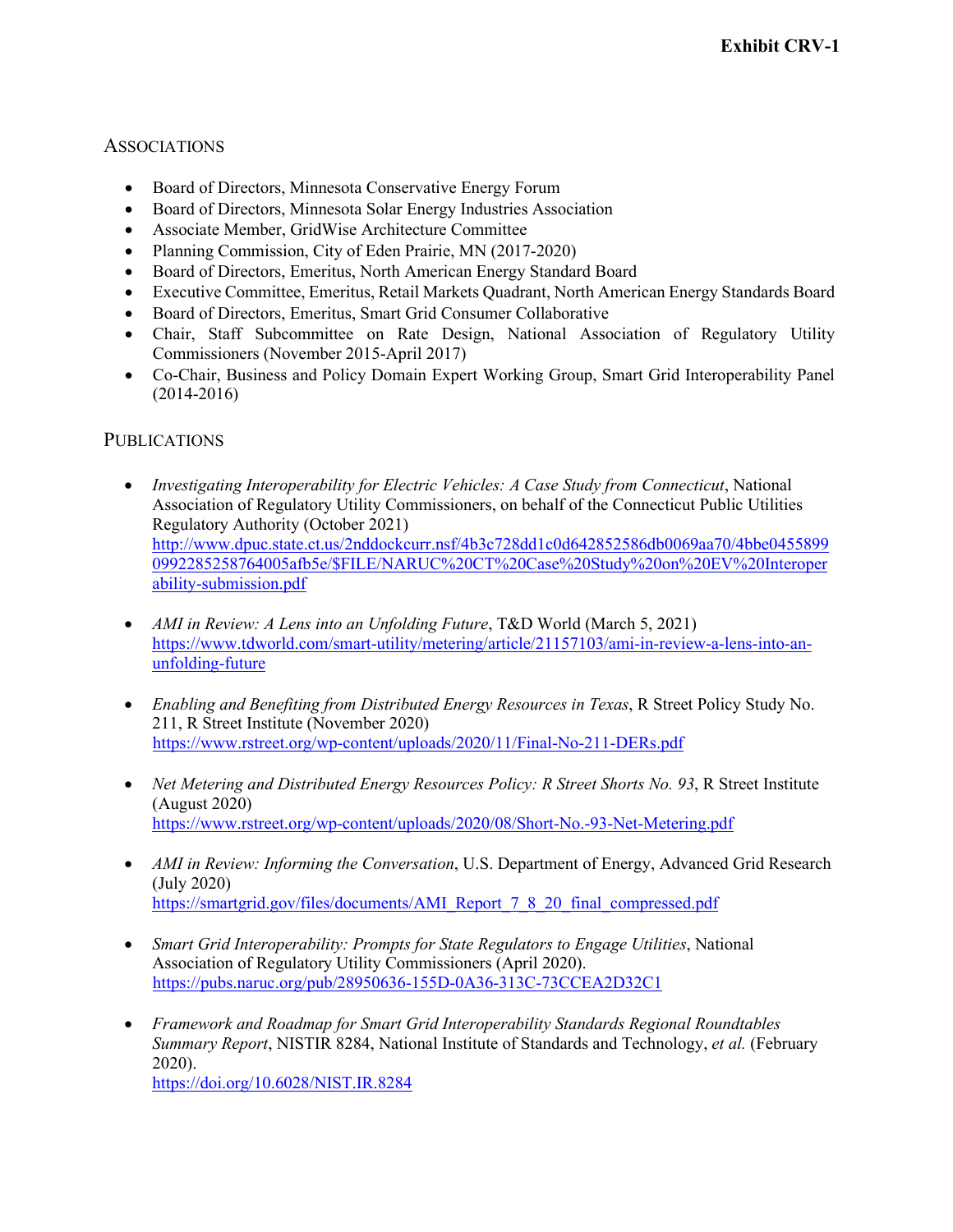**Exhibit CRV-1**

## Associations

- Board of Directors, Minnesota Conservative Energy Forum
- Board of Directors, Minnesota Solar Energy Industries Association
- Associate Member, GridWise Architecture Committee
- Planning Commission, City of Eden Prairie, MN (2017-2020)
- Board of Directors, Emeritus, North American Energy Standard Board
- Executive Committee, Emeritus, Retail Markets Quadrant, North American Energy Standards Board
- Board of Directors, Emeritus, Smart Grid Consumer Collaborative
- Chair, Staff Subcommittee on Rate Design, National Association of Regulatory Utility Commissioners (November 2015-April 2017)
- Co-Chair, Business and Policy Domain Expert Working Group, Smart Grid Interoperability Panel (2014-2016)

## Publications

- *Investigating Interoperability for Electric Vehicles: A Case Study from Connecticut*, National Association of Regulatory Utility Commissioners, on behalf of the Connecticut Public Utilities Regulatory Authority (October 2021)
  http://www.dpuc.state.ct.us/2nddockcurr.nsf/4b3c728dd1c0d642852586db0069aa70/4bbe04558990992285258764005afb5e/$FILE/NARUC%20CT%20Case%20Study%20on%20EV%20Interoperability-submission.pdf

- *AMI in Review: A Lens into an Unfolding Future*, T&D World (March 5, 2021)
  https://www.tdworld.com/smart-utility/metering/article/21157103/ami-in-review-a-lens-into-an-unfolding-future

- *Enabling and Benefiting from Distributed Energy Resources in Texas*, R Street Policy Study No. 211, R Street Institute (November 2020)
  https://www.rstreet.org/wp-content/uploads/2020/11/Final-No-211-DERs.pdf

- *Net Metering and Distributed Energy Resources Policy: R Street Shorts No. 93*, R Street Institute (August 2020)
  https://www.rstreet.org/wp-content/uploads/2020/08/Short-No.-93-Net-Metering.pdf

- *AMI in Review: Informing the Conversation*, U.S. Department of Energy, Advanced Grid Research (July 2020)
  https://smartgrid.gov/files/documents/AMI_Report_7_8_20_final_compressed.pdf

- *Smart Grid Interoperability: Prompts for State Regulators to Engage Utilities*, National Association of Regulatory Utility Commissioners (April 2020).
  https://pubs.naruc.org/pub/28950636-155D-0A36-313C-73CCEA2D32C1

- *Framework and Roadmap for Smart Grid Interoperability Standards Regional Roundtables Summary Report*, NISTIR 8284, National Institute of Standards and Technology, *et al.* (February 2020).
  https://doi.org/10.6028/NIST.IR.8284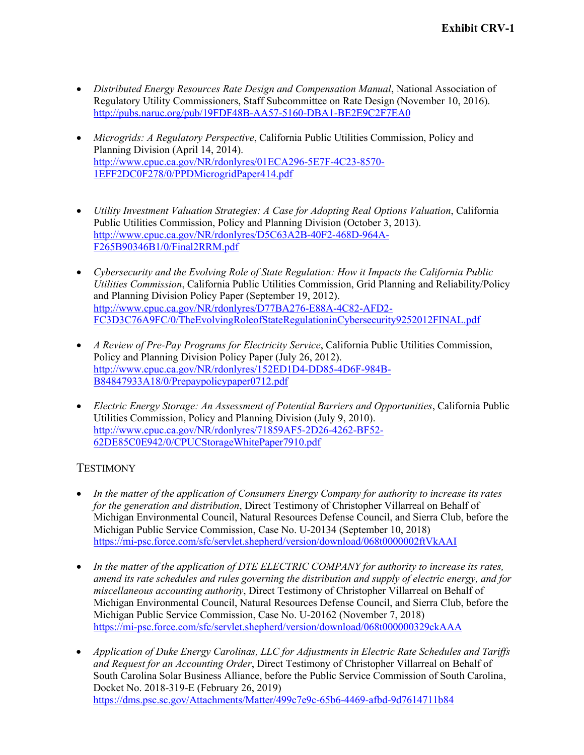- *Distributed Energy Resources Rate Design and Compensation Manual*, National Association of Regulatory Utility Commissioners, Staff Subcommittee on Rate Design (November 10, 2016). http://pubs.naruc.org/pub/19FDF48B-AA57-5160-DBA1-BE2E9C2F7EA0

- *Microgrids: A Regulatory Perspective*, California Public Utilities Commission, Policy and Planning Division (April 14, 2014). http://www.cpuc.ca.gov/NR/rdonlyres/01ECA296-5E7F-4C23-8570-1EFF2DC0F278/0/PPDMicrogridPaper414.pdf

- *Utility Investment Valuation Strategies: A Case for Adopting Real Options Valuation*, California Public Utilities Commission, Policy and Planning Division (October 3, 2013). http://www.cpuc.ca.gov/NR/rdonlyres/D5C63A2B-40F2-468D-964A-F265B90346B1/0/Final2RRM.pdf

- *Cybersecurity and the Evolving Role of State Regulation: How it Impacts the California Public Utilities Commission*, California Public Utilities Commission, Grid Planning and Reliability/Policy and Planning Division Policy Paper (September 19, 2012). http://www.cpuc.ca.gov/NR/rdonlyres/D77BA276-E88A-4C82-AFD2-FC3D3C76A9FC/0/TheEvolvingRoleofStateRegulationinCybersecurity9252012FINAL.pdf

- *A Review of Pre-Pay Programs for Electricity Service*, California Public Utilities Commission, Policy and Planning Division Policy Paper (July 26, 2012). http://www.cpuc.ca.gov/NR/rdonlyres/152ED1D4-DD85-4D6F-984B-B84847933A18/0/Prepaypolicypaper0712.pdf

- *Electric Energy Storage: An Assessment of Potential Barriers and Opportunities*, California Public Utilities Commission, Policy and Planning Division (July 9, 2010). http://www.cpuc.ca.gov/NR/rdonlyres/71859AF5-2D26-4262-BF52-62DE85C0E942/0/CPUCStorageWhitePaper7910.pdf

## TESTIMONY

- *In the matter of the application of Consumers Energy Company for authority to increase its rates for the generation and distribution*, Direct Testimony of Christopher Villarreal on Behalf of Michigan Environmental Council, Natural Resources Defense Council, and Sierra Club, before the Michigan Public Service Commission, Case No. U-20134 (September 10, 2018) https://mi-psc.force.com/sfc/servlet.shepherd/version/download/068t0000002ftVkAAI

- *In the matter of the application of DTE ELECTRIC COMPANY for authority to increase its rates, amend its rate schedules and rules governing the distribution and supply of electric energy, and for miscellaneous accounting authority*, Direct Testimony of Christopher Villarreal on Behalf of Michigan Environmental Council, Natural Resources Defense Council, and Sierra Club, before the Michigan Public Service Commission, Case No. U-20162 (November 7, 2018) https://mi-psc.force.com/sfc/servlet.shepherd/version/download/068t000000329ckAAA

- *Application of Duke Energy Carolinas, LLC for Adjustments in Electric Rate Schedules and Tariffs and Request for an Accounting Order*, Direct Testimony of Christopher Villarreal on Behalf of South Carolina Solar Business Alliance, before the Public Service Commission of South Carolina, Docket No. 2018-319-E (February 26, 2019) https://dms.psc.sc.gov/Attachments/Matter/499c7e9c-65b6-4469-afbd-9d7614711b84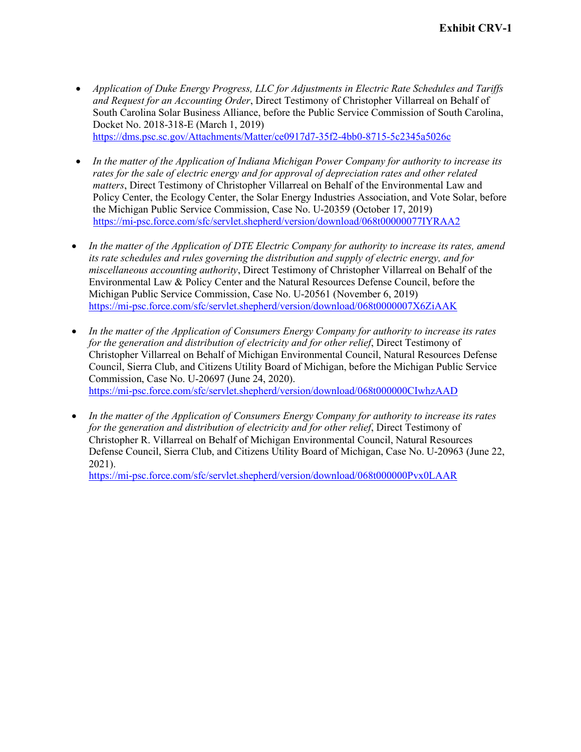**Exhibit CRV-1**

- *Application of Duke Energy Progress, LLC for Adjustments in Electric Rate Schedules and Tariffs and Request for an Accounting Order*, Direct Testimony of Christopher Villarreal on Behalf of South Carolina Solar Business Alliance, before the Public Service Commission of South Carolina, Docket No. 2018-318-E (March 1, 2019) https://dms.psc.sc.gov/Attachments/Matter/ce0917d7-35f2-4bb0-8715-5c2345a5026c

- *In the matter of the Application of Indiana Michigan Power Company for authority to increase its rates for the sale of electric energy and for approval of depreciation rates and other related matters*, Direct Testimony of Christopher Villarreal on Behalf of the Environmental Law and Policy Center, the Ecology Center, the Solar Energy Industries Association, and Vote Solar, before the Michigan Public Service Commission, Case No. U-20359 (October 17, 2019) https://mi-psc.force.com/sfc/servlet.shepherd/version/download/068t00000077IYRAA2

- *In the matter of the Application of DTE Electric Company for authority to increase its rates, amend its rate schedules and rules governing the distribution and supply of electric energy, and for miscellaneous accounting authority*, Direct Testimony of Christopher Villarreal on Behalf of the Environmental Law & Policy Center and the Natural Resources Defense Council, before the Michigan Public Service Commission, Case No. U-20561 (November 6, 2019) https://mi-psc.force.com/sfc/servlet.shepherd/version/download/068t0000007X6ZiAAK

- *In the matter of the Application of Consumers Energy Company for authority to increase its rates for the generation and distribution of electricity and for other relief*, Direct Testimony of Christopher Villarreal on Behalf of Michigan Environmental Council, Natural Resources Defense Council, Sierra Club, and Citizens Utility Board of Michigan, before the Michigan Public Service Commission, Case No. U-20697 (June 24, 2020). https://mi-psc.force.com/sfc/servlet.shepherd/version/download/068t000000CIwhzAAD

- *In the matter of the Application of Consumers Energy Company for authority to increase its rates for the generation and distribution of electricity and for other relief*, Direct Testimony of Christopher R. Villarreal on Behalf of Michigan Environmental Council, Natural Resources Defense Council, Sierra Club, and Citizens Utility Board of Michigan, Case No. U-20963 (June 22, 2021). https://mi-psc.force.com/sfc/servlet.shepherd/version/download/068t000000Pvx0LAAR